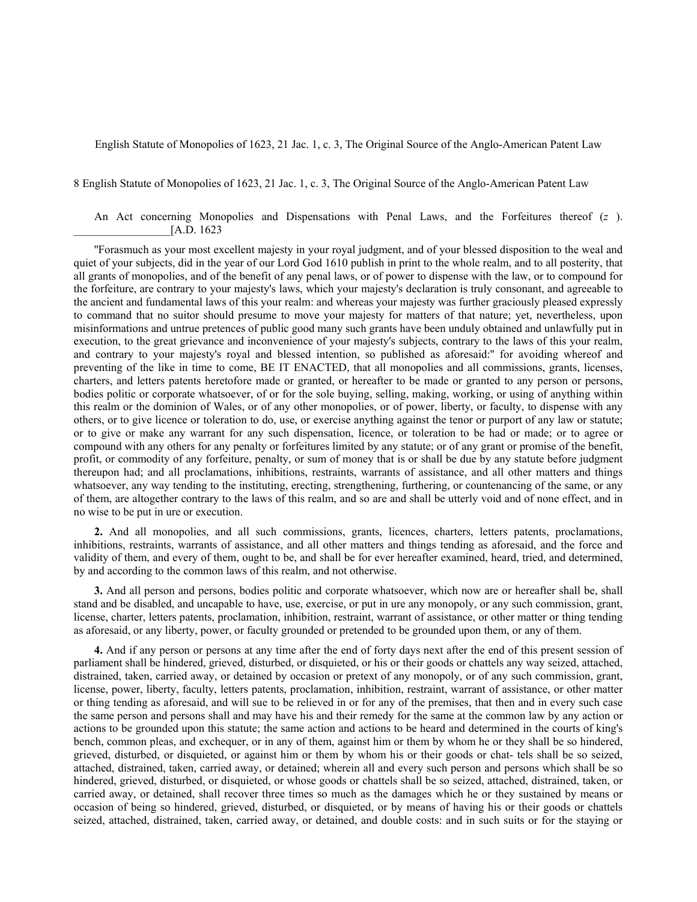English Statute of Monopolies of 1623, 21 Jac. 1, c. 3, The Original Source of the Anglo-American Patent Law

8 English Statute of Monopolies of 1623, 21 Jac. 1, c. 3, The Original Source of the Anglo-American Patent Law

An Act concerning Monopolies and Dispensations with Penal Laws, and the Forfeitures thereof (*z* ). _________________[A.D. 1623

"Forasmuch as your most excellent majesty in your royal judgment, and of your blessed disposition to the weal and quiet of your subjects, did in the year of our Lord God 1610 publish in print to the whole realm, and to all posterity, that all grants of monopolies, and of the benefit of any penal laws, or of power to dispense with the law, or to compound for the forfeiture, are contrary to your majesty's laws, which your majesty's declaration is truly consonant, and agreeable to the ancient and fundamental laws of this your realm: and whereas your majesty was further graciously pleased expressly to command that no suitor should presume to move your majesty for matters of that nature; yet, nevertheless, upon misinformations and untrue pretences of public good many such grants have been unduly obtained and unlawfully put in execution, to the great grievance and inconvenience of your majesty's subjects, contrary to the laws of this your realm, and contrary to your majesty's royal and blessed intention, so published as aforesaid:" for avoiding whereof and preventing of the like in time to come, BE IT ENACTED, that all monopolies and all commissions, grants, licenses, charters, and letters patents heretofore made or granted, or hereafter to be made or granted to any person or persons, bodies politic or corporate whatsoever, of or for the sole buying, selling, making, working, or using of anything within this realm or the dominion of Wales, or of any other monopolies, or of power, liberty, or faculty, to dispense with any others, or to give licence or toleration to do, use, or exercise anything against the tenor or purport of any law or statute; or to give or make any warrant for any such dispensation, licence, or toleration to be had or made; or to agree or compound with any others for any penalty or forfeitures limited by any statute; or of any grant or promise of the benefit, profit, or commodity of any forfeiture, penalty, or sum of money that is or shall be due by any statute before judgment thereupon had; and all proclamations, inhibitions, restraints, warrants of assistance, and all other matters and things whatsoever, any way tending to the instituting, erecting, strengthening, furthering, or countenancing of the same, or any of them, are altogether contrary to the laws of this realm, and so are and shall be utterly void and of none effect, and in no wise to be put in ure or execution.

**2.** And all monopolies, and all such commissions, grants, licences, charters, letters patents, proclamations, inhibitions, restraints, warrants of assistance, and all other matters and things tending as aforesaid, and the force and validity of them, and every of them, ought to be, and shall be for ever hereafter examined, heard, tried, and determined, by and according to the common laws of this realm, and not otherwise.

**3.** And all person and persons, bodies politic and corporate whatsoever, which now are or hereafter shall be, shall stand and be disabled, and uncapable to have, use, exercise, or put in ure any monopoly, or any such commission, grant, license, charter, letters patents, proclamation, inhibition, restraint, warrant of assistance, or other matter or thing tending as aforesaid, or any liberty, power, or faculty grounded or pretended to be grounded upon them, or any of them.

**4.** And if any person or persons at any time after the end of forty days next after the end of this present session of parliament shall be hindered, grieved, disturbed, or disquieted, or his or their goods or chattels any way seized, attached, distrained, taken, carried away, or detained by occasion or pretext of any monopoly, or of any such commission, grant, license, power, liberty, faculty, letters patents, proclamation, inhibition, restraint, warrant of assistance, or other matter or thing tending as aforesaid, and will sue to be relieved in or for any of the premises, that then and in every such case the same person and persons shall and may have his and their remedy for the same at the common law by any action or actions to be grounded upon this statute; the same action and actions to be heard and determined in the courts of king's bench, common pleas, and exchequer, or in any of them, against him or them by whom he or they shall be so hindered, grieved, disturbed, or disquieted, or against him or them by whom his or their goods or chat- tels shall be so seized, attached, distrained, taken, carried away, or detained; wherein all and every such person and persons which shall be so hindered, grieved, disturbed, or disquieted, or whose goods or chattels shall be so seized, attached, distrained, taken, or carried away, or detained, shall recover three times so much as the damages which he or they sustained by means or occasion of being so hindered, grieved, disturbed, or disquieted, or by means of having his or their goods or chattels seized, attached, distrained, taken, carried away, or detained, and double costs: and in such suits or for the staying or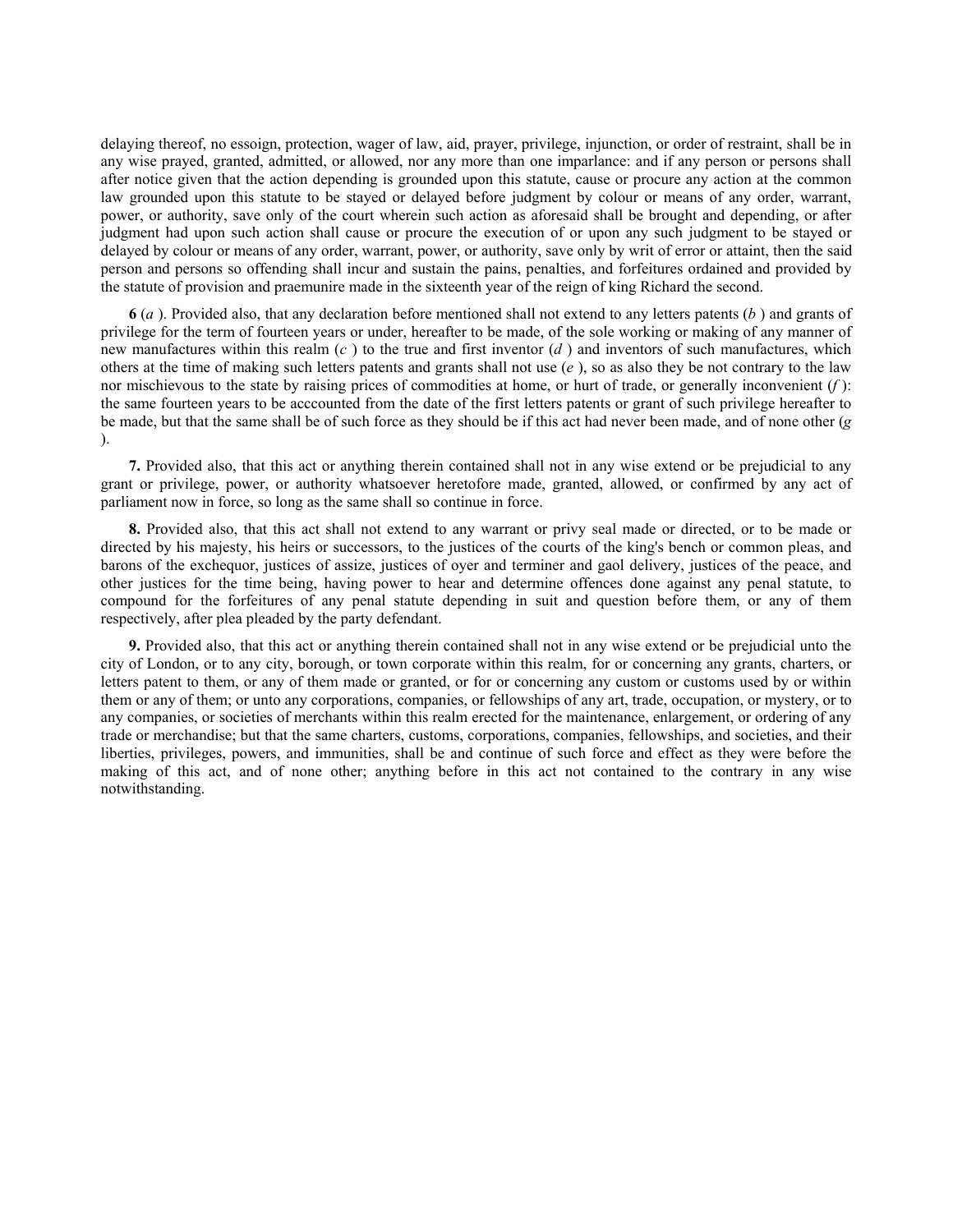delaying thereof, no essoign, protection, wager of law, aid, prayer, privilege, injunction, or order of restraint, shall be in any wise prayed, granted, admitted, or allowed, nor any more than one imparlance: and if any person or persons shall after notice given that the action depending is grounded upon this statute, cause or procure any action at the common law grounded upon this statute to be stayed or delayed before judgment by colour or means of any order, warrant, power, or authority, save only of the court wherein such action as aforesaid shall be brought and depending, or after judgment had upon such action shall cause or procure the execution of or upon any such judgment to be stayed or delayed by colour or means of any order, warrant, power, or authority, save only by writ of error or attaint, then the said person and persons so offending shall incur and sustain the pains, penalties, and forfeitures ordained and provided by the statute of provision and praemunire made in the sixteenth year of the reign of king Richard the second.

**6** (*a* ). Provided also, that any declaration before mentioned shall not extend to any letters patents (*b* ) and grants of privilege for the term of fourteen years or under, hereafter to be made, of the sole working or making of any manner of new manufactures within this realm (*c* ) to the true and first inventor (*d* ) and inventors of such manufactures, which others at the time of making such letters patents and grants shall not use (*e* ), so as also they be not contrary to the law nor mischievous to the state by raising prices of commodities at home, or hurt of trade, or generally inconvenient (*f* ): the same fourteen years to be acccounted from the date of the first letters patents or grant of such privilege hereafter to be made, but that the same shall be of such force as they should be if this act had never been made, and of none other (*g* ).

**7.** Provided also, that this act or anything therein contained shall not in any wise extend or be prejudicial to any grant or privilege, power, or authority whatsoever heretofore made, granted, allowed, or confirmed by any act of parliament now in force, so long as the same shall so continue in force.

**8.** Provided also, that this act shall not extend to any warrant or privy seal made or directed, or to be made or directed by his majesty, his heirs or successors, to the justices of the courts of the king's bench or common pleas, and barons of the exchequor, justices of assize, justices of oyer and terminer and gaol delivery, justices of the peace, and other justices for the time being, having power to hear and determine offences done against any penal statute, to compound for the forfeitures of any penal statute depending in suit and question before them, or any of them respectively, after plea pleaded by the party defendant.

**9.** Provided also, that this act or anything therein contained shall not in any wise extend or be prejudicial unto the city of London, or to any city, borough, or town corporate within this realm, for or concerning any grants, charters, or letters patent to them, or any of them made or granted, or for or concerning any custom or customs used by or within them or any of them; or unto any corporations, companies, or fellowships of any art, trade, occupation, or mystery, or to any companies, or societies of merchants within this realm erected for the maintenance, enlargement, or ordering of any trade or merchandise; but that the same charters, customs, corporations, companies, fellowships, and societies, and their liberties, privileges, powers, and immunities, shall be and continue of such force and effect as they were before the making of this act, and of none other; anything before in this act not contained to the contrary in any wise notwithstanding.